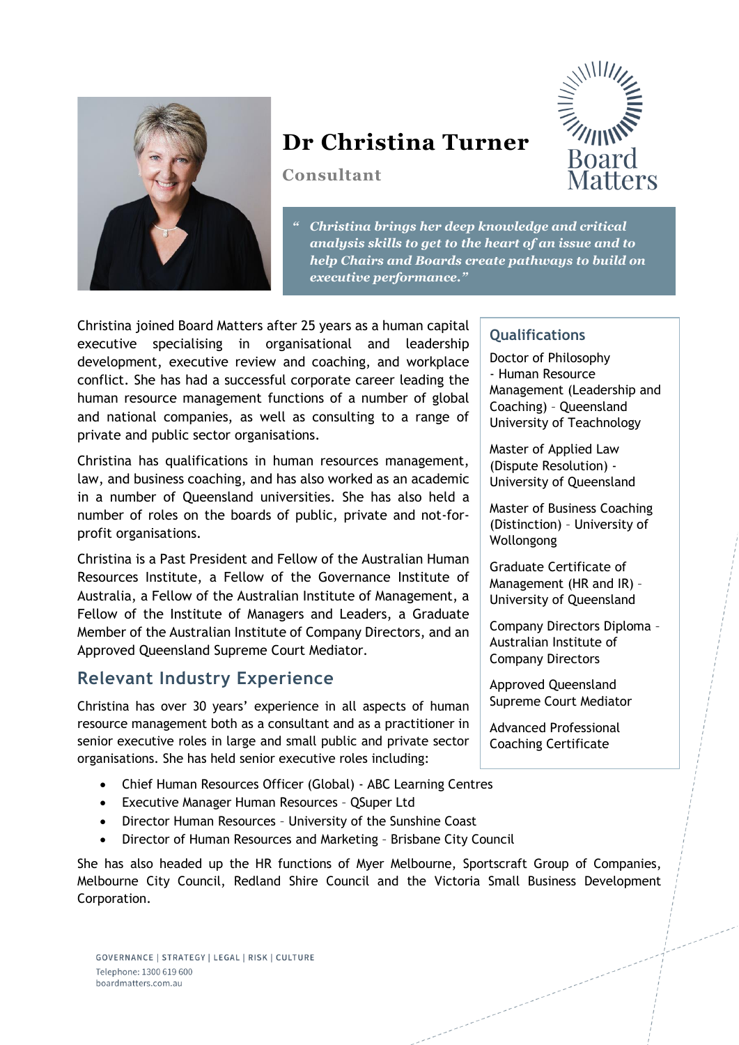# Dr Christina Turner

**Consultant**

> *"Christina brings her deep knowledge and critical analysis skills to get to the heart of an issue and to help Chairs and Boards create pathways to build on executive performance."*

Christina joined Board Matters after 25 years as a human capital executive specialising in organisational and leadership development, executive review and coaching, and workplace conflict. She has had a successful corporate career leading the human resource management functions of a number of global and national companies, as well as consulting to a range of private and public sector organisations.

Christina has qualifications in human resources management, law, and business coaching, and has also worked as an academic in a number of Queensland universities. She has also held a number of roles on the boards of public, private and not-for-profit organisations.

Christina is a Past President and Fellow of the Australian Human Resources Institute, a Fellow of the Governance Institute of Australia, a Fellow of the Australian Institute of Management, a Fellow of the Institute of Managers and Leaders, a Graduate Member of the Australian Institute of Company Directors, and an Approved Queensland Supreme Court Mediator.

## Qualifications

Doctor of Philosophy - Human Resource Management (Leadership and Coaching) – Queensland University of Teachnology

Master of Applied Law (Dispute Resolution) - University of Queensland

Master of Business Coaching (Distinction) – University of Wollongong

Graduate Certificate of Management (HR and IR) – University of Queensland

Company Directors Diploma – Australian Institute of Company Directors

Approved Queensland Supreme Court Mediator

Advanced Professional Coaching Certificate

## Relevant Industry Experience

Christina has over 30 years' experience in all aspects of human resource management both as a consultant and as a practitioner in senior executive roles in large and small public and private sector organisations. She has held senior executive roles including:

- Chief Human Resources Officer (Global) - ABC Learning Centres
- Executive Manager Human Resources – QSuper Ltd
- Director Human Resources – University of the Sunshine Coast
- Director of Human Resources and Marketing – Brisbane City Council

She has also headed up the HR functions of Myer Melbourne, Sportscraft Group of Companies, Melbourne City Council, Redland Shire Council and the Victoria Small Business Development Corporation.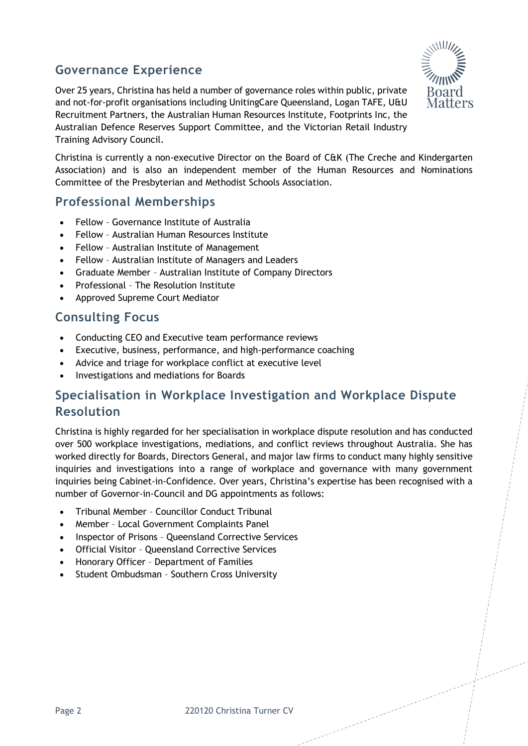## Governance Experience

Over 25 years, Christina has held a number of governance roles within public, private and not-for-profit organisations including UnitingCare Queensland, Logan TAFE, U&U Recruitment Partners, the Australian Human Resources Institute, Footprints Inc, the Australian Defence Reserves Support Committee, and the Victorian Retail Industry Training Advisory Council.

Christina is currently a non-executive Director on the Board of C&K (The Creche and Kindergarten Association) and is also an independent member of the Human Resources and Nominations Committee of the Presbyterian and Methodist Schools Association.

## Professional Memberships

- Fellow – Governance Institute of Australia
- Fellow – Australian Human Resources Institute
- Fellow – Australian Institute of Management
- Fellow – Australian Institute of Managers and Leaders
- Graduate Member – Australian Institute of Company Directors
- Professional – The Resolution Institute
- Approved Supreme Court Mediator

## Consulting Focus

- Conducting CEO and Executive team performance reviews
- Executive, business, performance, and high-performance coaching
- Advice and triage for workplace conflict at executive level
- Investigations and mediations for Boards

## Specialisation in Workplace Investigation and Workplace Dispute Resolution

Christina is highly regarded for her specialisation in workplace dispute resolution and has conducted over 500 workplace investigations, mediations, and conflict reviews throughout Australia. She has worked directly for Boards, Directors General, and major law firms to conduct many highly sensitive inquiries and investigations into a range of workplace and governance with many government inquiries being Cabinet-in-Confidence. Over years, Christina's expertise has been recognised with a number of Governor-in-Council and DG appointments as follows:

- Tribunal Member – Councillor Conduct Tribunal
- Member – Local Government Complaints Panel
- Inspector of Prisons – Queensland Corrective Services
- Official Visitor – Queensland Corrective Services
- Honorary Officer – Department of Families
- Student Ombudsman – Southern Cross University